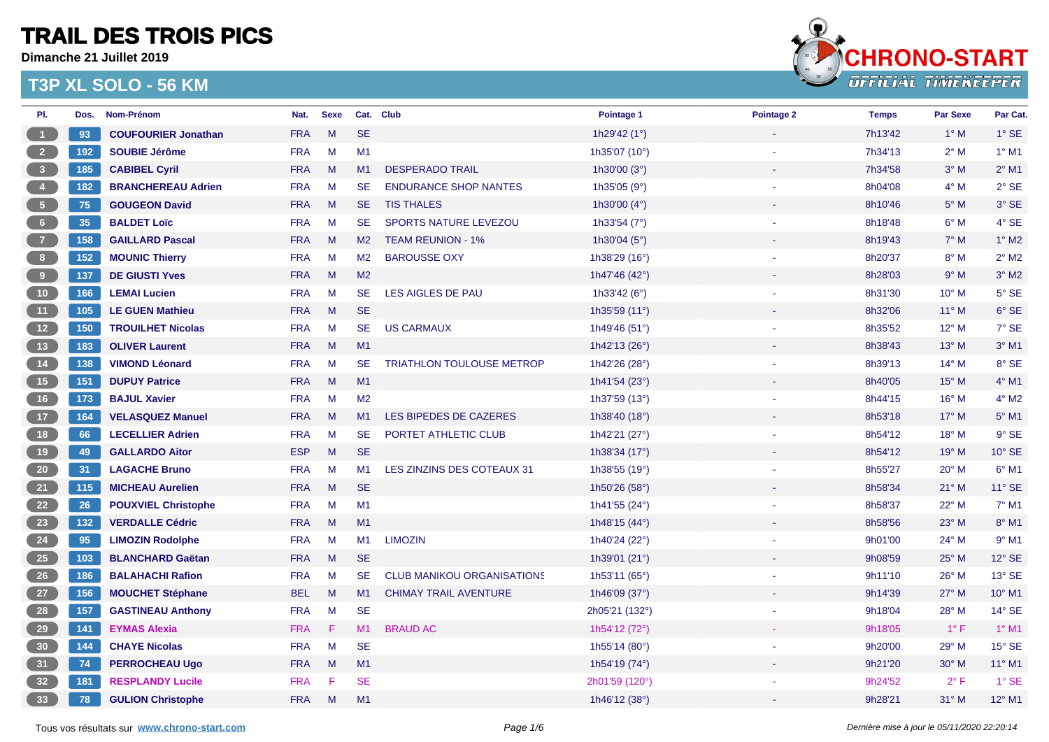# TRAIL DES TROIS PICS

**Dimanche 21 Juillet 2019**

## T3P XL SOLO - 56 KM

CHRONO-START
OFFICIAL TIMEKEEPER

| Pl. | Dos. | Nom-Prénom | Nat. | Sexe | Cat. | Club | Pointage 1 | Pointage 2 | Temps | Par Sexe | Par Cat. |
|---|---|---|---|---|---|---|---|---|---|---|---|
| 1 | 93 | **COUFOURIER Jonathan** | FRA | M | SE | | 1h29'42 (1°) | - | 7h13'42 | 1° M | 1° SE |
| 2 | 192 | **SOUBIE Jérôme** | FRA | M | M1 | | 1h35'07 (10°) | - | 7h34'13 | 2° M | 1° M1 |
| 3 | 185 | **CABIBEL Cyril** | FRA | M | M1 | DESPERADO TRAIL | 1h30'00 (3°) | - | 7h34'58 | 3° M | 2° M1 |
| 4 | 182 | **BRANCHEREAU Adrien** | FRA | M | SE | ENDURANCE SHOP NANTES | 1h35'05 (9°) | - | 8h04'08 | 4° M | 2° SE |
| 5 | 75 | **GOUGEON David** | FRA | M | SE | TIS THALES | 1h30'00 (4°) | - | 8h10'46 | 5° M | 3° SE |
| 6 | 35 | **BALDET Loïc** | FRA | M | SE | SPORTS NATURE LEVEZOU | 1h33'54 (7°) | - | 8h18'48 | 6° M | 4° SE |
| 7 | 158 | **GAILLARD Pascal** | FRA | M | M2 | TEAM REUNION - 1% | 1h30'04 (5°) | - | 8h19'43 | 7° M | 1° M2 |
| 8 | 152 | **MOUNIC Thierry** | FRA | M | M2 | BAROUSSE OXY | 1h38'29 (16°) | - | 8h20'37 | 8° M | 2° M2 |
| 9 | 137 | **DE GIUSTI Yves** | FRA | M | M2 | | 1h47'46 (42°) | - | 8h28'03 | 9° M | 3° M2 |
| 10 | 166 | **LEMAI Lucien** | FRA | M | SE | LES AIGLES DE PAU | 1h33'42 (6°) | - | 8h31'30 | 10° M | 5° SE |
| 11 | 105 | **LE GUEN Mathieu** | FRA | M | SE | | 1h35'59 (11°) | - | 8h32'06 | 11° M | 6° SE |
| 12 | 150 | **TROUILHET Nicolas** | FRA | M | SE | US CARMAUX | 1h49'46 (51°) | - | 8h35'52 | 12° M | 7° SE |
| 13 | 183 | **OLIVER Laurent** | FRA | M | M1 | | 1h42'13 (26°) | - | 8h38'43 | 13° M | 3° M1 |
| 14 | 138 | **VIMOND Léonard** | FRA | M | SE | TRIATHLON TOULOUSE METROP | 1h42'26 (28°) | - | 8h39'13 | 14° M | 8° SE |
| 15 | 151 | **DUPUY Patrice** | FRA | M | M1 | | 1h41'54 (23°) | - | 8h40'05 | 15° M | 4° M1 |
| 16 | 173 | **BAJUL Xavier** | FRA | M | M2 | | 1h37'59 (13°) | - | 8h44'15 | 16° M | 4° M2 |
| 17 | 164 | **VELASQUEZ Manuel** | FRA | M | M1 | LES BIPEDES DE CAZERES | 1h38'40 (18°) | - | 8h53'18 | 17° M | 5° M1 |
| 18 | 66 | **LECELLIER Adrien** | FRA | M | SE | PORTET ATHLETIC CLUB | 1h42'21 (27°) | - | 8h54'12 | 18° M | 9° SE |
| 19 | 49 | **GALLARDO Aitor** | ESP | M | SE | | 1h38'34 (17°) | - | 8h54'12 | 19° M | 10° SE |
| 20 | 31 | **LAGACHE Bruno** | FRA | M | M1 | LES ZINZINS DES COTEAUX 31 | 1h38'55 (19°) | - | 8h55'27 | 20° M | 6° M1 |
| 21 | 115 | **MICHEAU Aurelien** | FRA | M | SE | | 1h50'26 (58°) | - | 8h58'34 | 21° M | 11° SE |
| 22 | 26 | **POUXVIEL Christophe** | FRA | M | M1 | | 1h41'55 (24°) | - | 8h58'37 | 22° M | 7° M1 |
| 23 | 132 | **VERDALLE Cédric** | FRA | M | M1 | | 1h48'15 (44°) | - | 8h58'56 | 23° M | 8° M1 |
| 24 | 95 | **LIMOZIN Rodolphe** | FRA | M | M1 | LIMOZIN | 1h40'24 (22°) | - | 9h01'00 | 24° M | 9° M1 |
| 25 | 103 | **BLANCHARD Gaëtan** | FRA | M | SE | | 1h39'01 (21°) | - | 9h08'59 | 25° M | 12° SE |
| 26 | 186 | **BALAHACHI Rafion** | FRA | M | SE | CLUB MANIKOU ORGANISATIONS | 1h53'11 (65°) | - | 9h11'10 | 26° M | 13° SE |
| 27 | 156 | **MOUCHET Stéphane** | BEL | M | M1 | CHIMAY TRAIL AVENTURE | 1h46'09 (37°) | - | 9h14'39 | 27° M | 10° M1 |
| 28 | 157 | **GASTINEAU Anthony** | FRA | M | SE | | 2h05'21 (132°) | - | 9h18'04 | 28° M | 14° SE |
| 29 | 141 | **EYMAS Alexia** | FRA | F | M1 | BRAUD AC | 1h54'12 (72°) | - | 9h18'05 | 1° F | 1° M1 |
| 30 | 144 | **CHAYE Nicolas** | FRA | M | SE | | 1h55'14 (80°) | - | 9h20'00 | 29° M | 15° SE |
| 31 | 74 | **PERROCHEAU Ugo** | FRA | M | M1 | | 1h54'19 (74°) | - | 9h21'20 | 30° M | 11° M1 |
| 32 | 181 | **RESPLANDY Lucile** | FRA | F | SE | | 2h01'59 (120°) | - | 9h24'52 | 2° F | 1° SE |
| 33 | 78 | **GULION Christophe** | FRA | M | M1 | | 1h46'12 (38°) | - | 9h28'21 | 31° M | 12° M1 |

Tous vos résultats sur **www.chrono-start.com**

*Dernière mise à jour le 05/11/2020 22:20:14*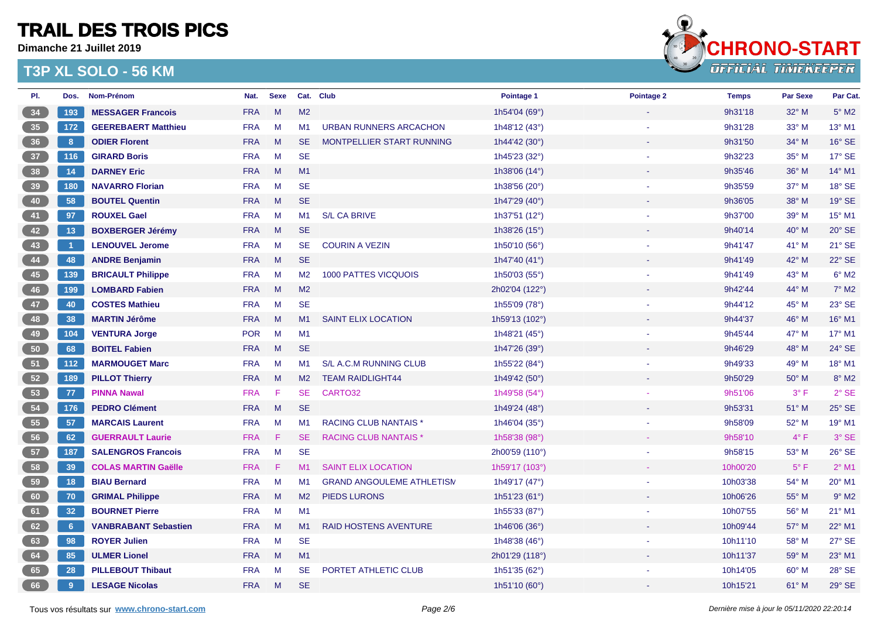# TRAIL DES TROIS PICS

**Dimanche 21 Juillet 2019**

## T3P XL SOLO - 56 KM

| Pl. | Dos. | Nom-Prénom | Nat. | Sexe | Cat. | Club | Pointage 1 | Pointage 2 | Temps | Par Sexe | Par Cat. |
|---|---|---|---|---|---|---|---|---|---|---|---|
| 34 | 193 | **MESSAGER Francois** | FRA | M | M2 | | 1h54'04 (69°) | - | 9h31'18 | 32° M | 5° M2 |
| 35 | 172 | **GEEREBAERT Matthieu** | FRA | M | M1 | URBAN RUNNERS ARCACHON | 1h48'12 (43°) | - | 9h31'28 | 33° M | 13° M1 |
| 36 | 8 | **ODIER Florent** | FRA | M | SE | MONTPELLIER START RUNNING | 1h44'42 (30°) | - | 9h31'50 | 34° M | 16° SE |
| 37 | 116 | **GIRARD Boris** | FRA | M | SE | | 1h45'23 (32°) | - | 9h32'23 | 35° M | 17° SE |
| 38 | 14 | **DARNEY Eric** | FRA | M | M1 | | 1h38'06 (14°) | - | 9h35'46 | 36° M | 14° M1 |
| 39 | 180 | **NAVARRO Florian** | FRA | M | SE | | 1h38'56 (20°) | - | 9h35'59 | 37° M | 18° SE |
| 40 | 58 | **BOUTEL Quentin** | FRA | M | SE | | 1h47'29 (40°) | - | 9h36'05 | 38° M | 19° SE |
| 41 | 97 | **ROUXEL Gael** | FRA | M | M1 | S/L CA BRIVE | 1h37'51 (12°) | - | 9h37'00 | 39° M | 15° M1 |
| 42 | 13 | **BOXBERGER Jérémy** | FRA | M | SE | | 1h38'26 (15°) | - | 9h40'14 | 40° M | 20° SE |
| 43 | 1 | **LENOUVEL Jerome** | FRA | M | SE | COURIN A VEZIN | 1h50'10 (56°) | - | 9h41'47 | 41° M | 21° SE |
| 44 | 48 | **ANDRE Benjamin** | FRA | M | SE | | 1h47'40 (41°) | - | 9h41'49 | 42° M | 22° SE |
| 45 | 139 | **BRICAULT Philippe** | FRA | M | M2 | 1000 PATTES VICQUOIS | 1h50'03 (55°) | - | 9h41'49 | 43° M | 6° M2 |
| 46 | 199 | **LOMBARD Fabien** | FRA | M | M2 | | 2h02'04 (122°) | - | 9h42'44 | 44° M | 7° M2 |
| 47 | 40 | **COSTES Mathieu** | FRA | M | SE | | 1h55'09 (78°) | - | 9h44'12 | 45° M | 23° SE |
| 48 | 38 | **MARTIN Jérôme** | FRA | M | M1 | SAINT ELIX LOCATION | 1h59'13 (102°) | - | 9h44'37 | 46° M | 16° M1 |
| 49 | 104 | **VENTURA Jorge** | POR | M | M1 | | 1h48'21 (45°) | - | 9h45'44 | 47° M | 17° M1 |
| 50 | 68 | **BOITEL Fabien** | FRA | M | SE | | 1h47'26 (39°) | - | 9h46'29 | 48° M | 24° SE |
| 51 | 112 | **MARMOUGET Marc** | FRA | M | M1 | S/L A.C.M RUNNING CLUB | 1h55'22 (84°) | - | 9h49'33 | 49° M | 18° M1 |
| 52 | 189 | **PILLOT Thierry** | FRA | M | M2 | TEAM RAIDLIGHT44 | 1h49'42 (50°) | - | 9h50'29 | 50° M | 8° M2 |
| 53 | 77 | **PINNA Nawal** | FRA | F | SE | CARTO32 | 1h49'58 (54°) | - | 9h51'06 | 3° F | 2° SE |
| 54 | 176 | **PEDRO Clément** | FRA | M | SE | | 1h49'24 (48°) | - | 9h53'31 | 51° M | 25° SE |
| 55 | 57 | **MARCAIS Laurent** | FRA | M | M1 | RACING CLUB NANTAIS * | 1h46'04 (35°) | - | 9h58'09 | 52° M | 19° M1 |
| 56 | 62 | **GUERRAULT Laurie** | FRA | F | SE | RACING CLUB NANTAIS * | 1h58'38 (98°) | - | 9h58'10 | 4° F | 3° SE |
| 57 | 187 | **SALENGROS Francois** | FRA | M | SE | | 2h00'59 (110°) | - | 9h58'15 | 53° M | 26° SE |
| 58 | 39 | **COLAS MARTIN Gaëlle** | FRA | F | M1 | SAINT ELIX LOCATION | 1h59'17 (103°) | - | 10h00'20 | 5° F | 2° M1 |
| 59 | 18 | **BIAU Bernard** | FRA | M | M1 | GRAND ANGOULEME ATHLETISM | 1h49'17 (47°) | - | 10h03'38 | 54° M | 20° M1 |
| 60 | 70 | **GRIMAL Philippe** | FRA | M | M2 | PIEDS LURONS | 1h51'23 (61°) | - | 10h06'26 | 55° M | 9° M2 |
| 61 | 32 | **BOURNET Pierre** | FRA | M | M1 | | 1h55'33 (87°) | - | 10h07'55 | 56° M | 21° M1 |
| 62 | 6 | **VANBRABANT Sebastien** | FRA | M | M1 | RAID HOSTENS AVENTURE | 1h46'06 (36°) | - | 10h09'44 | 57° M | 22° M1 |
| 63 | 98 | **ROYER Julien** | FRA | M | SE | | 1h48'38 (46°) | - | 10h11'10 | 58° M | 27° SE |
| 64 | 85 | **ULMER Lionel** | FRA | M | M1 | | 2h01'29 (118°) | - | 10h11'37 | 59° M | 23° M1 |
| 65 | 28 | **PILLEBOUT Thibaut** | FRA | M | SE | PORTET ATHLETIC CLUB | 1h51'35 (62°) | - | 10h14'05 | 60° M | 28° SE |
| 66 | 9 | **LESAGE Nicolas** | FRA | M | SE | | 1h51'10 (60°) | - | 10h15'21 | 61° M | 29° SE |

Tous vos résultats sur **www.chrono-start.com**

*Dernière mise à jour le 05/11/2020 22:20:14*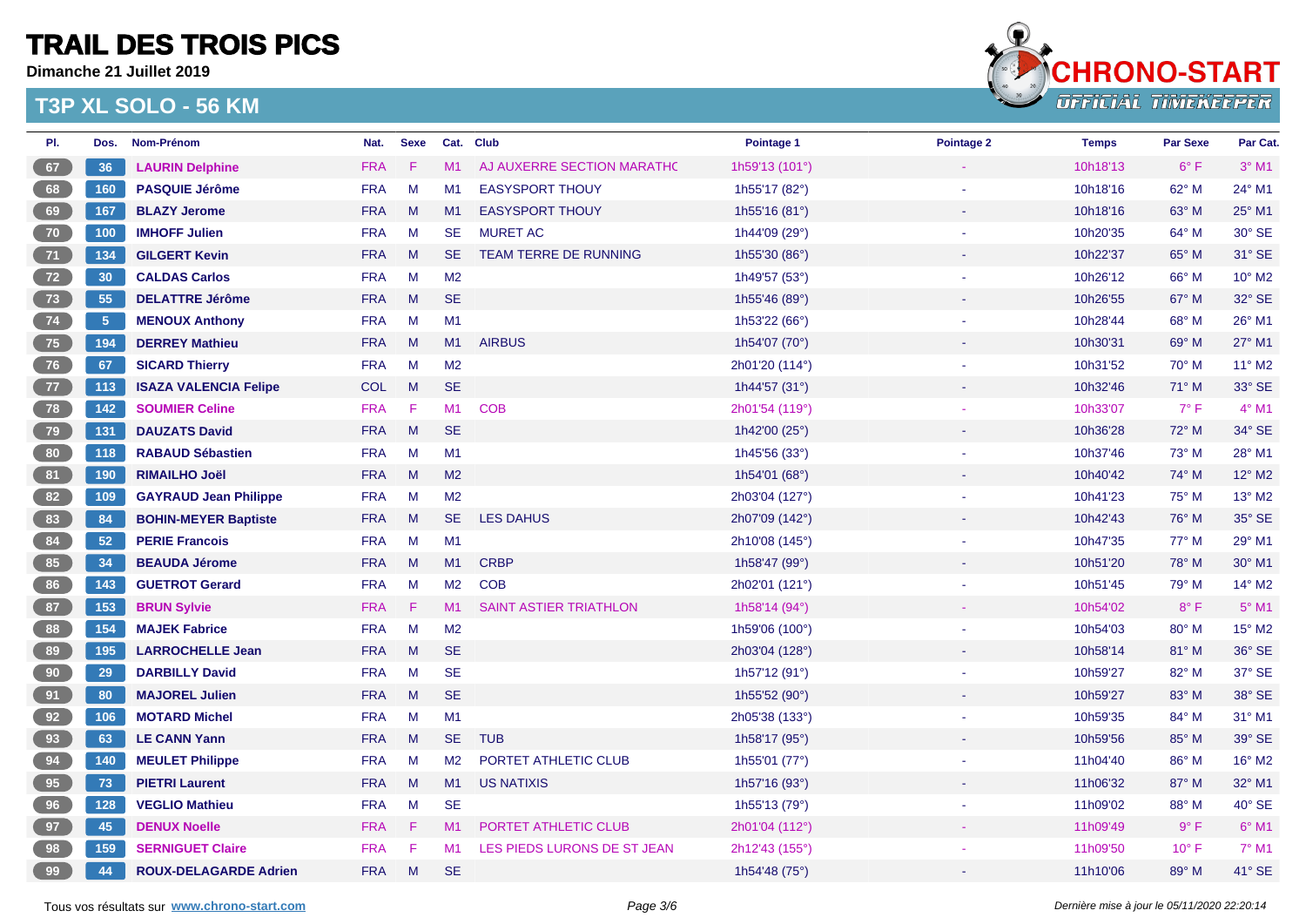# TRAIL DES TROIS PICS

**Dimanche 21 Juillet 2019**

## T3P XL SOLO - 56 KM

| Pl. | Dos. | Nom-Prénom | Nat. | Sexe | Cat. | Club | Pointage 1 | Pointage 2 | Temps | Par Sexe | Par Cat. |
|---|---|---|---|---|---|---|---|---|---|---|---|
| 67 | 36 | **LAURIN Delphine** | FRA | F | M1 | AJ AUXERRE SECTION MARATHC | 1h59'13 (101°) | - | 10h18'13 | 6° F | 3° M1 |
| 68 | 160 | **PASQUIE Jérôme** | FRA | M | M1 | EASYSPORT THOUY | 1h55'17 (82°) | - | 10h18'16 | 62° M | 24° M1 |
| 69 | 167 | **BLAZY Jerome** | FRA | M | M1 | EASYSPORT THOUY | 1h55'16 (81°) | - | 10h18'16 | 63° M | 25° M1 |
| 70 | 100 | **IMHOFF Julien** | FRA | M | SE | MURET AC | 1h44'09 (29°) | - | 10h20'35 | 64° M | 30° SE |
| 71 | 134 | **GILGERT Kevin** | FRA | M | SE | TEAM TERRE DE RUNNING | 1h55'30 (86°) | - | 10h22'37 | 65° M | 31° SE |
| 72 | 30 | **CALDAS Carlos** | FRA | M | M2 | | 1h49'57 (53°) | - | 10h26'12 | 66° M | 10° M2 |
| 73 | 55 | **DELATTRE Jérôme** | FRA | M | SE | | 1h55'46 (89°) | - | 10h26'55 | 67° M | 32° SE |
| 74 | 5 | **MENOUX Anthony** | FRA | M | M1 | | 1h53'22 (66°) | - | 10h28'44 | 68° M | 26° M1 |
| 75 | 194 | **DERREY Mathieu** | FRA | M | M1 | AIRBUS | 1h54'07 (70°) | - | 10h30'31 | 69° M | 27° M1 |
| 76 | 67 | **SICARD Thierry** | FRA | M | M2 | | 2h01'20 (114°) | - | 10h31'52 | 70° M | 11° M2 |
| 77 | 113 | **ISAZA VALENCIA Felipe** | COL | M | SE | | 1h44'57 (31°) | - | 10h32'46 | 71° M | 33° SE |
| 78 | 142 | **SOUMIER Celine** | FRA | F | M1 | COB | 2h01'54 (119°) | - | 10h33'07 | 7° F | 4° M1 |
| 79 | 131 | **DAUZATS David** | FRA | M | SE | | 1h42'00 (25°) | - | 10h36'28 | 72° M | 34° SE |
| 80 | 118 | **RABAUD Sébastien** | FRA | M | M1 | | 1h45'56 (33°) | - | 10h37'46 | 73° M | 28° M1 |
| 81 | 190 | **RIMAILHO Joël** | FRA | M | M2 | | 1h54'01 (68°) | - | 10h40'42 | 74° M | 12° M2 |
| 82 | 109 | **GAYRAUD Jean Philippe** | FRA | M | M2 | | 2h03'04 (127°) | - | 10h41'23 | 75° M | 13° M2 |
| 83 | 84 | **BOHIN-MEYER Baptiste** | FRA | M | SE | LES DAHUS | 2h07'09 (142°) | - | 10h42'43 | 76° M | 35° SE |
| 84 | 52 | **PERIE Francois** | FRA | M | M1 | | 2h10'08 (145°) | - | 10h47'35 | 77° M | 29° M1 |
| 85 | 34 | **BEAUDA Jérome** | FRA | M | M1 | CRBP | 1h58'47 (99°) | - | 10h51'20 | 78° M | 30° M1 |
| 86 | 143 | **GUETROT Gerard** | FRA | M | M2 | COB | 2h02'01 (121°) | - | 10h51'45 | 79° M | 14° M2 |
| 87 | 153 | **BRUN Sylvie** | FRA | F | M1 | SAINT ASTIER TRIATHLON | 1h58'14 (94°) | - | 10h54'02 | 8° F | 5° M1 |
| 88 | 154 | **MAJEK Fabrice** | FRA | M | M2 | | 1h59'06 (100°) | - | 10h54'03 | 80° M | 15° M2 |
| 89 | 195 | **LARROCHELLE Jean** | FRA | M | SE | | 2h03'04 (128°) | - | 10h58'14 | 81° M | 36° SE |
| 90 | 29 | **DARBILLY David** | FRA | M | SE | | 1h57'12 (91°) | - | 10h59'27 | 82° M | 37° SE |
| 91 | 80 | **MAJOREL Julien** | FRA | M | SE | | 1h55'52 (90°) | - | 10h59'27 | 83° M | 38° SE |
| 92 | 106 | **MOTARD Michel** | FRA | M | M1 | | 2h05'38 (133°) | - | 10h59'35 | 84° M | 31° M1 |
| 93 | 63 | **LE CANN Yann** | FRA | M | SE | TUB | 1h58'17 (95°) | - | 10h59'56 | 85° M | 39° SE |
| 94 | 140 | **MEULET Philippe** | FRA | M | M2 | PORTET ATHLETIC CLUB | 1h55'01 (77°) | - | 11h04'40 | 86° M | 16° M2 |
| 95 | 73 | **PIETRI Laurent** | FRA | M | M1 | US NATIXIS | 1h57'16 (93°) | - | 11h06'32 | 87° M | 32° M1 |
| 96 | 128 | **VEGLIO Mathieu** | FRA | M | SE | | 1h55'13 (79°) | - | 11h09'02 | 88° M | 40° SE |
| 97 | 45 | **DENUX Noelle** | FRA | F | M1 | PORTET ATHLETIC CLUB | 2h01'04 (112°) | - | 11h09'49 | 9° F | 6° M1 |
| 98 | 159 | **SERNIGUET Claire** | FRA | F | M1 | LES PIEDS LURONS DE ST JEAN | 2h12'43 (155°) | - | 11h09'50 | 10° F | 7° M1 |
| 99 | 44 | **ROUX-DELAGARDE Adrien** | FRA | M | SE | | 1h54'48 (75°) | - | 11h10'06 | 89° M | 41° SE |

Tous vos résultats sur **www.chrono-start.com**

*Dernière mise à jour le 05/11/2020 22:20:14*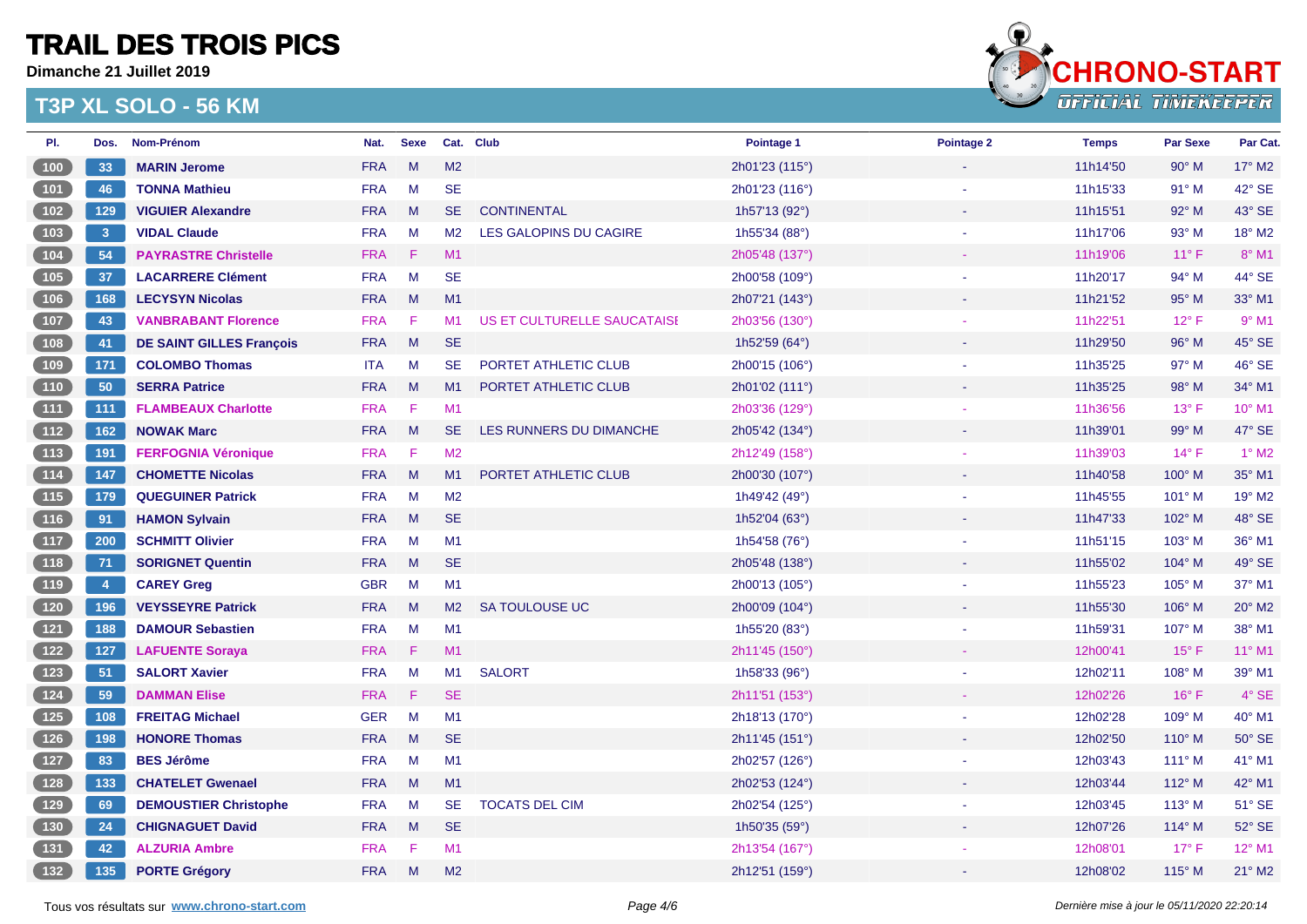# TRAIL DES TROIS PICS

**Dimanche 21 Juillet 2019**

## T3P XL SOLO - 56 KM

| Pl. | Dos. | Nom-Prénom | Nat. | Sexe | Cat. | Club | Pointage 1 | Pointage 2 | Temps | Par Sexe | Par Cat. |
|---|---|---|---|---|---|---|---|---|---|---|---|
| 100 | 33 | **MARIN Jerome** | FRA | M | M2 | | 2h01'23 (115°) | - | 11h14'50 | 90° M | 17° M2 |
| 101 | 46 | **TONNA Mathieu** | FRA | M | SE | | 2h01'23 (116°) | - | 11h15'33 | 91° M | 42° SE |
| 102 | 129 | **VIGUIER Alexandre** | FRA | M | SE | CONTINENTAL | 1h57'13 (92°) | - | 11h15'51 | 92° M | 43° SE |
| 103 | 3 | **VIDAL Claude** | FRA | M | M2 | LES GALOPINS DU CAGIRE | 1h55'34 (88°) | - | 11h17'06 | 93° M | 18° M2 |
| 104 | 54 | **PAYRASTRE Christelle** | FRA | F | M1 | | 2h05'48 (137°) | - | 11h19'06 | 11° F | 8° M1 |
| 105 | 37 | **LACARRERE Clément** | FRA | M | SE | | 2h00'58 (109°) | - | 11h20'17 | 94° M | 44° SE |
| 106 | 168 | **LECYSYN Nicolas** | FRA | M | M1 | | 2h07'21 (143°) | - | 11h21'52 | 95° M | 33° M1 |
| 107 | 43 | **VANBRABANT Florence** | FRA | F | M1 | US ET CULTURELLE SAUCATAISI | 2h03'56 (130°) | - | 11h22'51 | 12° F | 9° M1 |
| 108 | 41 | **DE SAINT GILLES François** | FRA | M | SE | | 1h52'59 (64°) | - | 11h29'50 | 96° M | 45° SE |
| 109 | 171 | **COLOMBO Thomas** | ITA | M | SE | PORTET ATHLETIC CLUB | 2h00'15 (106°) | - | 11h35'25 | 97° M | 46° SE |
| 110 | 50 | **SERRA Patrice** | FRA | M | M1 | PORTET ATHLETIC CLUB | 2h01'02 (111°) | - | 11h35'25 | 98° M | 34° M1 |
| 111 | 111 | **FLAMBEAUX Charlotte** | FRA | F | M1 | | 2h03'36 (129°) | - | 11h36'56 | 13° F | 10° M1 |
| 112 | 162 | **NOWAK Marc** | FRA | M | SE | LES RUNNERS DU DIMANCHE | 2h05'42 (134°) | - | 11h39'01 | 99° M | 47° SE |
| 113 | 191 | **FERFOGNIA Véronique** | FRA | F | M2 | | 2h12'49 (158°) | - | 11h39'03 | 14° F | 1° M2 |
| 114 | 147 | **CHOMETTE Nicolas** | FRA | M | M1 | PORTET ATHLETIC CLUB | 2h00'30 (107°) | - | 11h40'58 | 100° M | 35° M1 |
| 115 | 179 | **QUEGUINER Patrick** | FRA | M | M2 | | 1h49'42 (49°) | - | 11h45'55 | 101° M | 19° M2 |
| 116 | 91 | **HAMON Sylvain** | FRA | M | SE | | 1h52'04 (63°) | - | 11h47'33 | 102° M | 48° SE |
| 117 | 200 | **SCHMITT Olivier** | FRA | M | M1 | | 1h54'58 (76°) | - | 11h51'15 | 103° M | 36° M1 |
| 118 | 71 | **SORIGNET Quentin** | FRA | M | SE | | 2h05'48 (138°) | - | 11h55'02 | 104° M | 49° SE |
| 119 | 4 | **CAREY Greg** | GBR | M | M1 | | 2h00'13 (105°) | - | 11h55'23 | 105° M | 37° M1 |
| 120 | 196 | **VEYSSEYRE Patrick** | FRA | M | M2 | SA TOULOUSE UC | 2h00'09 (104°) | - | 11h55'30 | 106° M | 20° M2 |
| 121 | 188 | **DAMOUR Sebastien** | FRA | M | M1 | | 1h55'20 (83°) | - | 11h59'31 | 107° M | 38° M1 |
| 122 | 127 | **LAFUENTE Soraya** | FRA | F | M1 | | 2h11'45 (150°) | - | 12h00'41 | 15° F | 11° M1 |
| 123 | 51 | **SALORT Xavier** | FRA | M | M1 | SALORT | 1h58'33 (96°) | - | 12h02'11 | 108° M | 39° M1 |
| 124 | 59 | **DAMMAN Elise** | FRA | F | SE | | 2h11'51 (153°) | - | 12h02'26 | 16° F | 4° SE |
| 125 | 108 | **FREITAG Michael** | GER | M | M1 | | 2h18'13 (170°) | - | 12h02'28 | 109° M | 40° M1 |
| 126 | 198 | **HONORE Thomas** | FRA | M | SE | | 2h11'45 (151°) | - | 12h02'50 | 110° M | 50° SE |
| 127 | 83 | **BES Jérôme** | FRA | M | M1 | | 2h02'57 (126°) | - | 12h03'43 | 111° M | 41° M1 |
| 128 | 133 | **CHATELET Gwenael** | FRA | M | M1 | | 2h02'53 (124°) | - | 12h03'44 | 112° M | 42° M1 |
| 129 | 69 | **DEMOUSTIER Christophe** | FRA | M | SE | TOCATS DEL CIM | 2h02'54 (125°) | - | 12h03'45 | 113° M | 51° SE |
| 130 | 24 | **CHIGNAGUET David** | FRA | M | SE | | 1h50'35 (59°) | - | 12h07'26 | 114° M | 52° SE |
| 131 | 42 | **ALZURIA Ambre** | FRA | F | M1 | | 2h13'54 (167°) | - | 12h08'01 | 17° F | 12° M1 |
| 132 | 135 | **PORTE Grégory** | FRA | M | M2 | | 2h12'51 (159°) | - | 12h08'02 | 115° M | 21° M2 |

Tous vos résultats sur **www.chrono-start.com**

*Dernière mise à jour le 05/11/2020 22:20:14*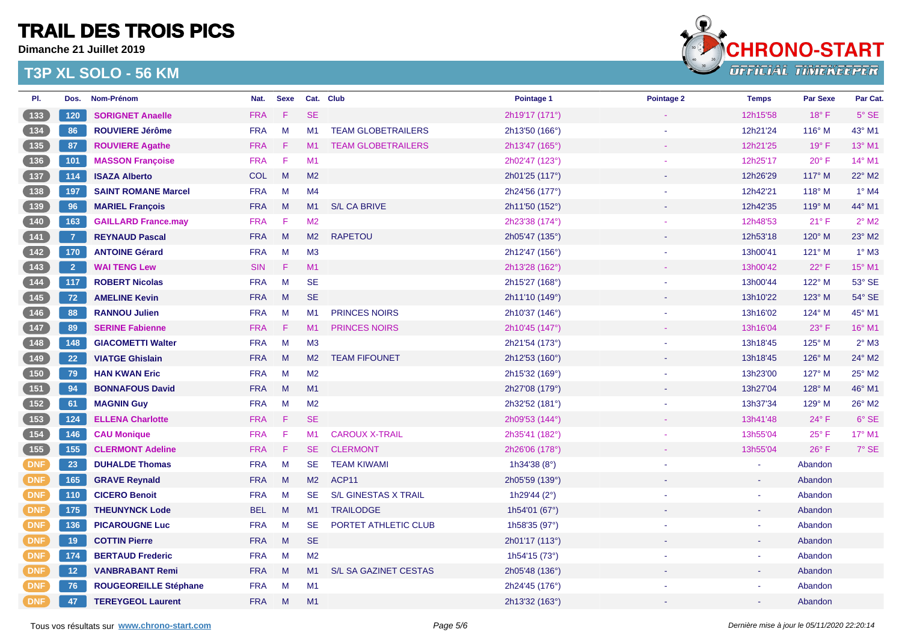# TRAIL DES TROIS PICS

**Dimanche 21 Juillet 2019**

## T3P XL SOLO - 56 KM

| Pl. | Dos. | Nom-Prénom | Nat. | Sexe | Cat. | Club | Pointage 1 | Pointage 2 | Temps | Par Sexe | Par Cat. |
|---|---|---|---|---|---|---|---|---|---|---|---|
| 133 | 120 | SORIGNET Anaelle | FRA | F | SE | | 2h19'17 (171°) | - | 12h15'58 | 18° F | 5° SE |
| 134 | 86 | ROUVIERE Jérôme | FRA | M | M1 | TEAM GLOBETRAILERS | 2h13'50 (166°) | - | 12h21'24 | 116° M | 43° M1 |
| 135 | 87 | ROUVIERE Agathe | FRA | F | M1 | TEAM GLOBETRAILERS | 2h13'47 (165°) | - | 12h21'25 | 19° F | 13° M1 |
| 136 | 101 | MASSON Françoise | FRA | F | M1 | | 2h02'47 (123°) | - | 12h25'17 | 20° F | 14° M1 |
| 137 | 114 | ISAZA Alberto | COL | M | M2 | | 2h01'25 (117°) | - | 12h26'29 | 117° M | 22° M2 |
| 138 | 197 | SAINT ROMANE Marcel | FRA | M | M4 | | 2h24'56 (177°) | - | 12h42'21 | 118° M | 1° M4 |
| 139 | 96 | MARIEL François | FRA | M | M1 | S/L CA BRIVE | 2h11'50 (152°) | - | 12h42'35 | 119° M | 44° M1 |
| 140 | 163 | GAILLARD France.may | FRA | F | M2 | | 2h23'38 (174°) | - | 12h48'53 | 21° F | 2° M2 |
| 141 | 7 | REYNAUD Pascal | FRA | M | M2 | RAPETOU | 2h05'47 (135°) | - | 12h53'18 | 120° M | 23° M2 |
| 142 | 170 | ANTOINE Gérard | FRA | M | M3 | | 2h12'47 (156°) | - | 13h00'41 | 121° M | 1° M3 |
| 143 | 2 | WAI TENG Lew | SIN | F | M1 | | 2h13'28 (162°) | - | 13h00'42 | 22° F | 15° M1 |
| 144 | 117 | ROBERT Nicolas | FRA | M | SE | | 2h15'27 (168°) | - | 13h00'44 | 122° M | 53° SE |
| 145 | 72 | AMELINE Kevin | FRA | M | SE | | 2h11'10 (149°) | - | 13h10'22 | 123° M | 54° SE |
| 146 | 88 | RANNOU Julien | FRA | M | M1 | PRINCES NOIRS | 2h10'37 (146°) | - | 13h16'02 | 124° M | 45° M1 |
| 147 | 89 | SERINE Fabienne | FRA | F | M1 | PRINCES NOIRS | 2h10'45 (147°) | - | 13h16'04 | 23° F | 16° M1 |
| 148 | 148 | GIACOMETTI Walter | FRA | M | M3 | | 2h21'54 (173°) | - | 13h18'45 | 125° M | 2° M3 |
| 149 | 22 | VIATGE Ghislain | FRA | M | M2 | TEAM FIFOUNET | 2h12'53 (160°) | - | 13h18'45 | 126° M | 24° M2 |
| 150 | 79 | HAN KWAN Eric | FRA | M | M2 | | 2h15'32 (169°) | - | 13h23'00 | 127° M | 25° M2 |
| 151 | 94 | BONNAFOUS David | FRA | M | M1 | | 2h27'08 (179°) | - | 13h27'04 | 128° M | 46° M1 |
| 152 | 61 | MAGNIN Guy | FRA | M | M2 | | 2h32'52 (181°) | - | 13h37'34 | 129° M | 26° M2 |
| 153 | 124 | ELLENA Charlotte | FRA | F | SE | | 2h09'53 (144°) | - | 13h41'48 | 24° F | 6° SE |
| 154 | 146 | CAU Monique | FRA | F | M1 | CAROUX X-TRAIL | 2h35'41 (182°) | - | 13h55'04 | 25° F | 17° M1 |
| 155 | 155 | CLERMONT Adeline | FRA | F | SE | CLERMONT | 2h26'06 (178°) | - | 13h55'04 | 26° F | 7° SE |
| DNF | 23 | DUHALDE Thomas | FRA | M | SE | TEAM KIWAMI | 1h34'38 (8°) | - | - | Abandon | |
| DNF | 165 | GRAVE Reynald | FRA | M | M2 | ACP11 | 2h05'59 (139°) | - | - | Abandon | |
| DNF | 110 | CICERO Benoit | FRA | M | SE | S/L GINESTAS X TRAIL | 1h29'44 (2°) | - | - | Abandon | |
| DNF | 175 | THEUNYNCK Lode | BEL | M | M1 | TRAILODGE | 1h54'01 (67°) | - | - | Abandon | |
| DNF | 136 | PICAROUGNE Luc | FRA | M | SE | PORTET ATHLETIC CLUB | 1h58'35 (97°) | - | - | Abandon | |
| DNF | 19 | COTTIN Pierre | FRA | M | SE | | 2h01'17 (113°) | - | - | Abandon | |
| DNF | 174 | BERTAUD Frederic | FRA | M | M2 | | 1h54'15 (73°) | - | - | Abandon | |
| DNF | 12 | VANBRABANT Remi | FRA | M | M1 | S/L SA GAZINET CESTAS | 2h05'48 (136°) | - | - | Abandon | |
| DNF | 76 | ROUGEOREILLE Stéphane | FRA | M | M1 | | 2h24'45 (176°) | - | - | Abandon | |
| DNF | 47 | TEREYGEOL Laurent | FRA | M | M1 | | 2h13'32 (163°) | - | - | Abandon | |

Tous vos résultats sur www.chrono-start.com

*Dernière mise à jour le 05/11/2020 22:20:14*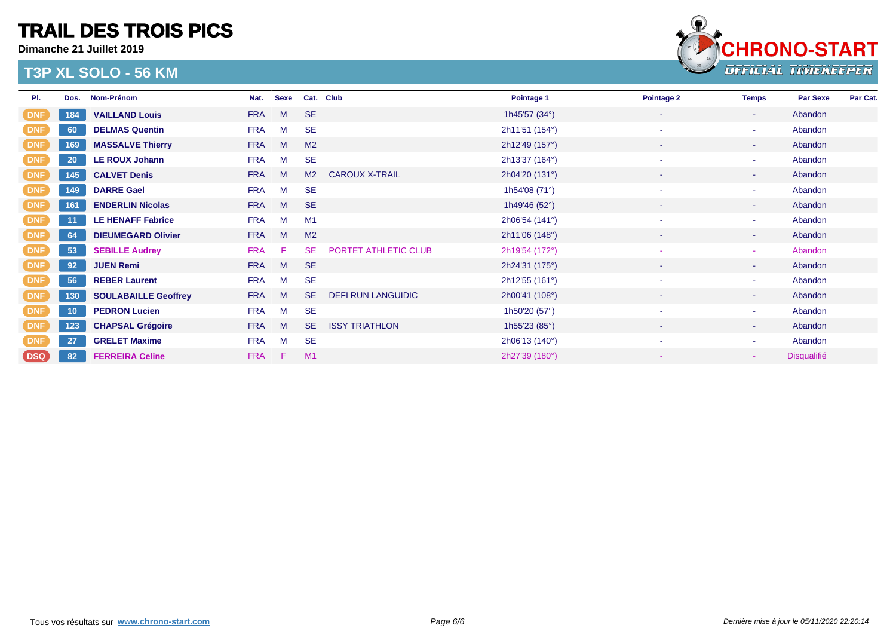# TRAIL DES TROIS PICS

**Dimanche 21 Juillet 2019**

## T3P XL SOLO - 56 KM

| Pl. | Dos. | Nom-Prénom | Nat. | Sexe | Cat. | Club | Pointage 1 | Pointage 2 | Temps | Par Sexe | Par Cat. |
|---|---|---|---|---|---|---|---|---|---|---|---|
| DNF | 184 | VAILLAND Louis | FRA | M | SE | | 1h45'57 (34°) | - | - | Abandon | |
| DNF | 60 | DELMAS Quentin | FRA | M | SE | | 2h11'51 (154°) | - | - | Abandon | |
| DNF | 169 | MASSALVE Thierry | FRA | M | M2 | | 2h12'49 (157°) | - | - | Abandon | |
| DNF | 20 | LE ROUX Johann | FRA | M | SE | | 2h13'37 (164°) | - | - | Abandon | |
| DNF | 145 | CALVET Denis | FRA | M | M2 | CAROUX X-TRAIL | 2h04'20 (131°) | - | - | Abandon | |
| DNF | 149 | DARRE Gael | FRA | M | SE | | 1h54'08 (71°) | - | - | Abandon | |
| DNF | 161 | ENDERLIN Nicolas | FRA | M | SE | | 1h49'46 (52°) | - | - | Abandon | |
| DNF | 11 | LE HENAFF Fabrice | FRA | M | M1 | | 2h06'54 (141°) | - | - | Abandon | |
| DNF | 64 | DIEUMEGARD Olivier | FRA | M | M2 | | 2h11'06 (148°) | - | - | Abandon | |
| DNF | 53 | SEBILLE Audrey | FRA | F | SE | PORTET ATHLETIC CLUB | 2h19'54 (172°) | - | - | Abandon | |
| DNF | 92 | JUEN Remi | FRA | M | SE | | 2h24'31 (175°) | - | - | Abandon | |
| DNF | 56 | REBER Laurent | FRA | M | SE | | 2h12'55 (161°) | - | - | Abandon | |
| DNF | 130 | SOULABAILLE Geoffrey | FRA | M | SE | DEFI RUN LANGUIDIC | 2h00'41 (108°) | - | - | Abandon | |
| DNF | 10 | PEDRON Lucien | FRA | M | SE | | 1h50'20 (57°) | - | - | Abandon | |
| DNF | 123 | CHAPSAL Grégoire | FRA | M | SE | ISSY TRIATHLON | 1h55'23 (85°) | - | - | Abandon | |
| DNF | 27 | GRELET Maxime | FRA | M | SE | | 2h06'13 (140°) | - | - | Abandon | |
| DSQ | 82 | FERREIRA Celine | FRA | F | M1 | | 2h27'39 (180°) | - | - | Disqualifié | |

Tous vos résultats sur www.chrono-start.com

*Dernière mise à jour le 05/11/2020 22:20:14*